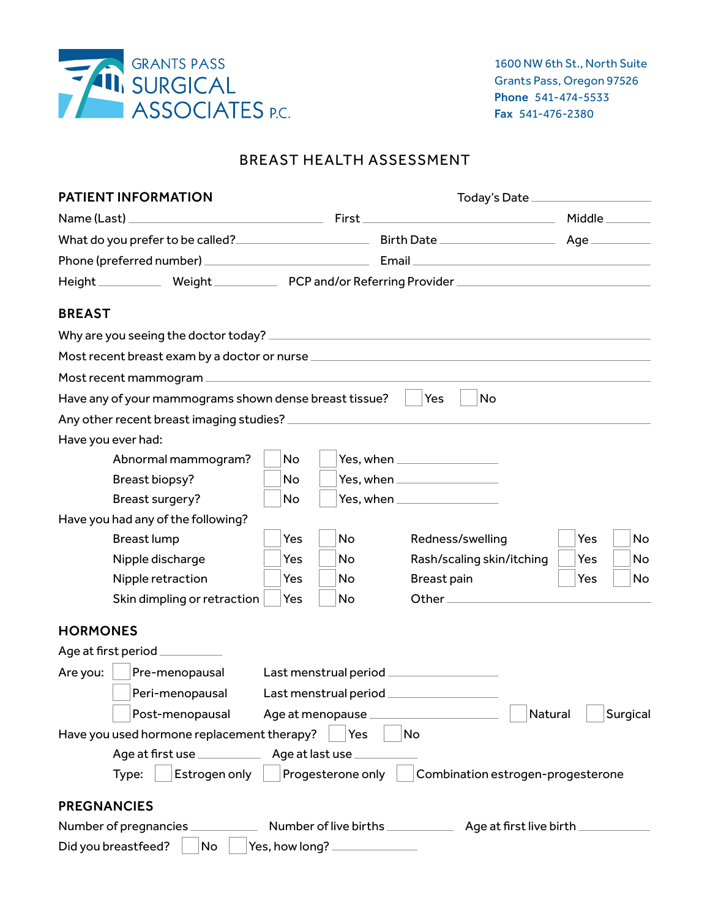GRANTS PASS
SURGICAL
ASSOCIATES P.C.

1600 NW 6th St., North Suite
Grants Pass, Oregon 97526
**Phone** 541-474-5533
**Fax** 541-476-2380

# BREAST HEALTH ASSESSMENT

## PATIENT INFORMATION

Today's Date ______________

Name (Last) ______________ First ______________ Middle ______________

What do you prefer to be called? ______________ Birth Date ______________ Age ______________

Phone (preferred number) ______________ Email ______________

Height ______________ Weight ______________ PCP and/or Referring Provider ______________

## BREAST

Why are you seeing the doctor today? ______________

Most recent breast exam by a doctor or nurse ______________

Most recent mammogram ______________

Have any of your mammograms shown dense breast tissue? ☐ Yes ☐ No

Any other recent breast imaging studies? ______________

Have you ever had:

- Abnormal mammogram? ☐ No ☐ Yes, when ______________
- Breast biopsy? ☐ No ☐ Yes, when ______________
- Breast surgery? ☐ No ☐ Yes, when ______________

Have you had any of the following?

| | | | | | |
|---|---|---|---|---|---|
| Breast lump | ☐ Yes | ☐ No | Redness/swelling | ☐ Yes | ☐ No |
| Nipple discharge | ☐ Yes | ☐ No | Rash/scaling skin/itching | ☐ Yes | ☐ No |
| Nipple retraction | ☐ Yes | ☐ No | Breast pain | ☐ Yes | ☐ No |
| Skin dimpling or retraction | ☐ Yes | ☐ No | Other ______________ | | |

## HORMONES

Age at first period ______________

Are you:
- ☐ Pre-menopausal Last menstrual period ______________
- ☐ Peri-menopausal Last menstrual period ______________
- ☐ Post-menopausal Age at menopause ______________ ☐ Natural ☐ Surgical

Have you used hormone replacement therapy? ☐ Yes ☐ No

Age at first use ______________ Age at last use ______________

Type: ☐ Estrogen only ☐ Progesterone only ☐ Combination estrogen-progesterone

## PREGNANCIES

Number of pregnancies ______________ Number of live births ______________ Age at first live birth ______________

Did you breastfeed? ☐ No ☐ Yes, how long? ______________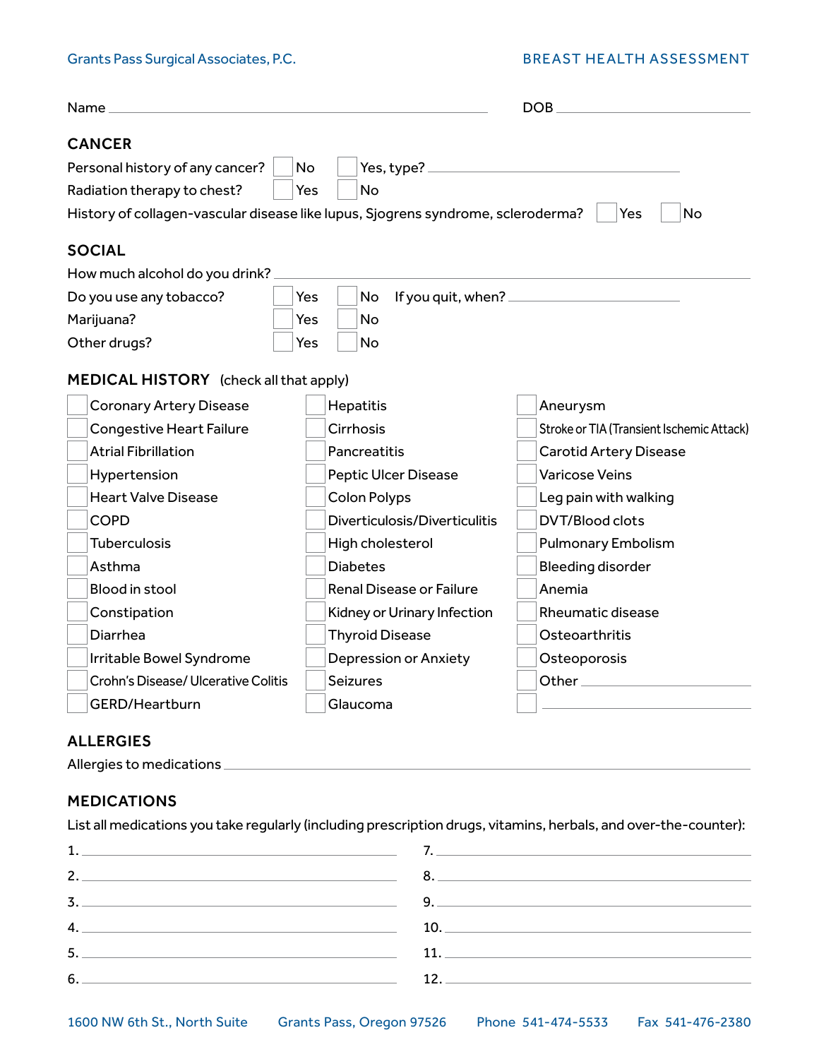Grants Pass Surgical Associates, P.C.

# BREAST HEALTH ASSESSMENT

Name ______________________________ DOB ______________

## CANCER

Personal history of any cancer? ☐ No ☐ Yes, type? ______________________________

Radiation therapy to chest? ☐ Yes ☐ No

History of collagen-vascular disease like lupus, Sjogrens syndrome, scleroderma? ☐ Yes ☐ No

## SOCIAL

How much alcohol do you drink? ______________________________

Do you use any tobacco? ☐ Yes ☐ No If you quit, when? ______________

Marijuana? ☐ Yes ☐ No

Other drugs? ☐ Yes ☐ No

## MEDICAL HISTORY (check all that apply)

| | | |
|---|---|---|
| ☐ Coronary Artery Disease | ☐ Hepatitis | ☐ Aneurysm |
| ☐ Congestive Heart Failure | ☐ Cirrhosis | ☐ Stroke or TIA (Transient Ischemic Attack) |
| ☐ Atrial Fibrillation | ☐ Pancreatitis | ☐ Carotid Artery Disease |
| ☐ Hypertension | ☐ Peptic Ulcer Disease | ☐ Varicose Veins |
| ☐ Heart Valve Disease | ☐ Colon Polyps | ☐ Leg pain with walking |
| ☐ COPD | ☐ Diverticulosis/Diverticulitis | ☐ DVT/Blood clots |
| ☐ Tuberculosis | ☐ High cholesterol | ☐ Pulmonary Embolism |
| ☐ Asthma | ☐ Diabetes | ☐ Bleeding disorder |
| ☐ Blood in stool | ☐ Renal Disease or Failure | ☐ Anemia |
| ☐ Constipation | ☐ Kidney or Urinary Infection | ☐ Rheumatic disease |
| ☐ Diarrhea | ☐ Thyroid Disease | ☐ Osteoarthritis |
| ☐ Irritable Bowel Syndrome | ☐ Depression or Anxiety | ☐ Osteoporosis |
| ☐ Crohn's Disease/ Ulcerative Colitis | ☐ Seizures | ☐ Other ______________ |
| ☐ GERD/Heartburn | ☐ Glaucoma | ☐ ______________ |

## ALLERGIES

Allergies to medications ______________________________

## MEDICATIONS

List all medications you take regularly (including prescription drugs, vitamins, herbals, and over-the-counter):

| | |
|---|---|
| 1. ______________ | 7. ______________ |
| 2. ______________ | 8. ______________ |
| 3. ______________ | 9. ______________ |
| 4. ______________ | 10. ______________ |
| 5. ______________ | 11. ______________ |
| 6. ______________ | 12. ______________ |

1600 NW 6th St., North Suite Grants Pass, Oregon 97526 Phone 541-474-5533 Fax 541-476-2380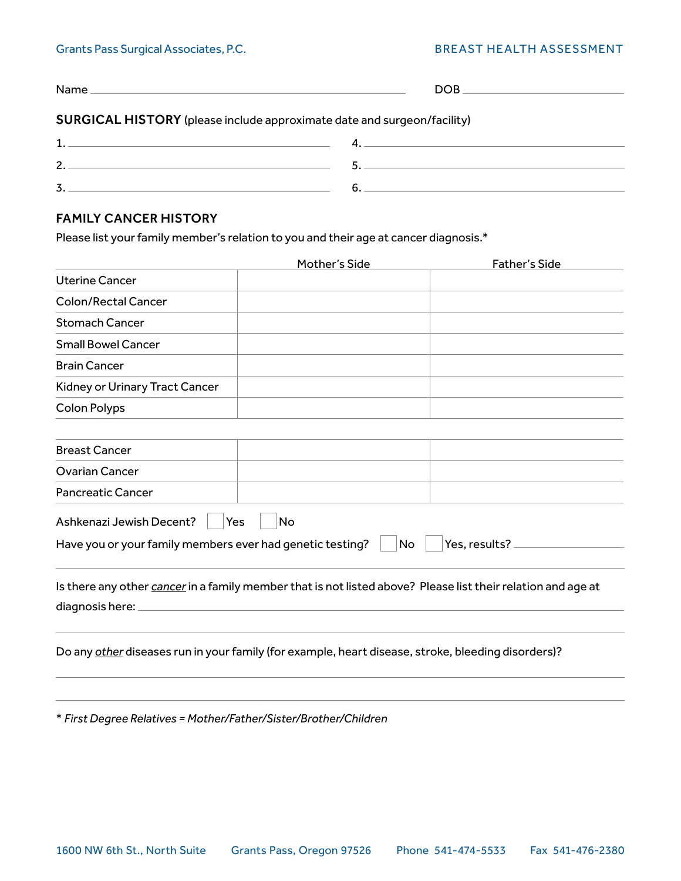Grants Pass Surgical Associates, P.C.

# BREAST HEALTH ASSESSMENT

Name ______________________________ DOB ______________

## SURGICAL HISTORY (please include approximate date and surgeon/facility)

1. ______________________________
2. ______________________________
3. ______________________________
4. ______________________________
5. ______________________________
6. ______________________________

## FAMILY CANCER HISTORY

Please list your family member's relation to you and their age at cancer diagnosis.*

| | Mother's Side | Father's Side |
|---|---|---|
| Uterine Cancer | | |
| Colon/Rectal Cancer | | |
| Stomach Cancer | | |
| Small Bowel Cancer | | |
| Brain Cancer | | |
| Kidney or Urinary Tract Cancer | | |
| Colon Polyps | | |
| | | |
| Breast Cancer | | |
| Ovarian Cancer | | |
| Pancreatic Cancer | | |

Ashkenazi Jewish Decent? ☐ Yes ☐ No

Have you or your family members ever had genetic testing? ☐ No ☐ Yes, results? ______________

Is there any other *cancer* in a family member that is not listed above? Please list their relation and age at diagnosis here: ______________________________

Do any *other* diseases run in your family (for example, heart disease, stroke, bleeding disorders)?

______________________________

*\* First Degree Relatives = Mother/Father/Sister/Brother/Children*

1600 NW 6th St., North Suite    Grants Pass, Oregon 97526    Phone 541-474-5533    Fax 541-476-2380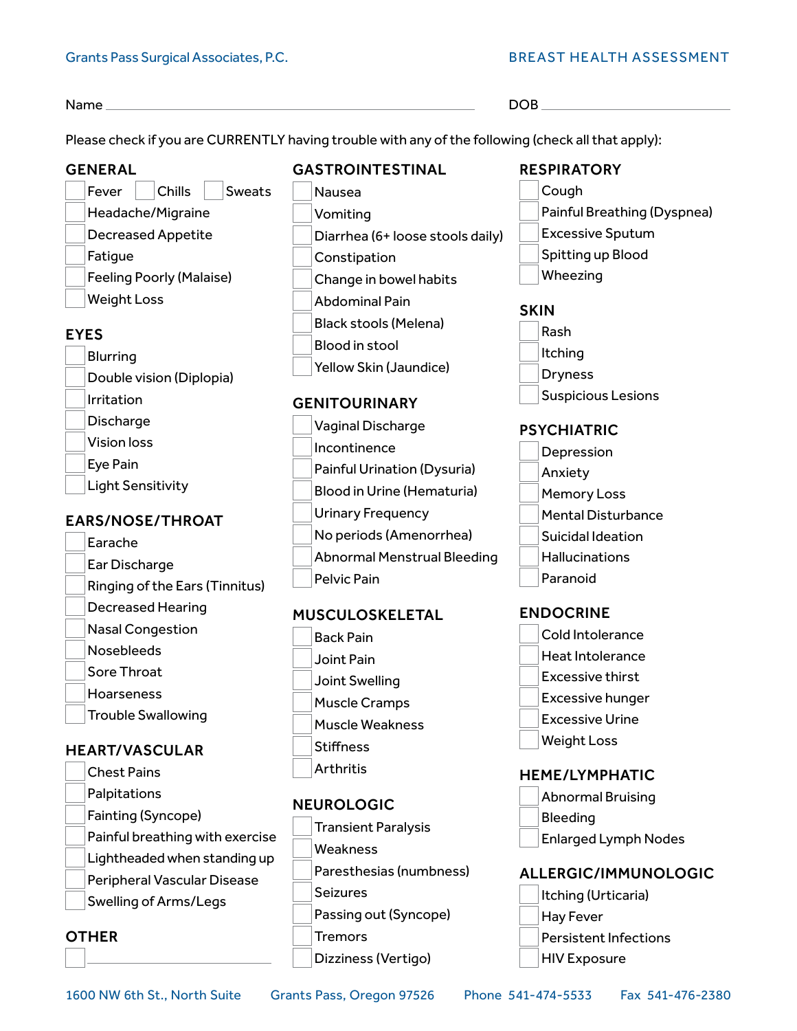Grants Pass Surgical Associates, P.C.

# BREAST HEALTH ASSESSMENT

Name ______________________________ DOB ______________

Please check if you are CURRENTLY having trouble with any of the following (check all that apply):

## GENERAL

- [ ] Fever
- [ ] Chills
- [ ] Sweats
- [ ] Headache/Migraine
- [ ] Decreased Appetite
- [ ] Fatigue
- [ ] Feeling Poorly (Malaise)
- [ ] Weight Loss

## EYES

- [ ] Blurring
- [ ] Double vision (Diplopia)
- [ ] Irritation
- [ ] Discharge
- [ ] Vision loss
- [ ] Eye Pain
- [ ] Light Sensitivity

## EARS/NOSE/THROAT

- [ ] Earache
- [ ] Ear Discharge
- [ ] Ringing of the Ears (Tinnitus)
- [ ] Decreased Hearing
- [ ] Nasal Congestion
- [ ] Nosebleeds
- [ ] Sore Throat
- [ ] Hoarseness
- [ ] Trouble Swallowing

## HEART/VASCULAR

- [ ] Chest Pains
- [ ] Palpitations
- [ ] Fainting (Syncope)
- [ ] Painful breathing with exercise
- [ ] Lightheaded when standing up
- [ ] Peripheral Vascular Disease
- [ ] Swelling of Arms/Legs

## OTHER

- [ ] ______________________

## GASTROINTESTINAL

- [ ] Nausea
- [ ] Vomiting
- [ ] Diarrhea (6+ loose stools daily)
- [ ] Constipation
- [ ] Change in bowel habits
- [ ] Abdominal Pain
- [ ] Black stools (Melena)
- [ ] Blood in stool
- [ ] Yellow Skin (Jaundice)

## GENITOURINARY

- [ ] Vaginal Discharge
- [ ] Incontinence
- [ ] Painful Urination (Dysuria)
- [ ] Blood in Urine (Hematuria)
- [ ] Urinary Frequency
- [ ] No periods (Amenorrhea)
- [ ] Abnormal Menstrual Bleeding
- [ ] Pelvic Pain

## MUSCULOSKELETAL

- [ ] Back Pain
- [ ] Joint Pain
- [ ] Joint Swelling
- [ ] Muscle Cramps
- [ ] Muscle Weakness
- [ ] Stiffness
- [ ] Arthritis

## NEUROLOGIC

- [ ] Transient Paralysis
- [ ] Weakness
- [ ] Paresthesias (numbness)
- [ ] Seizures
- [ ] Passing out (Syncope)
- [ ] Tremors
- [ ] Dizziness (Vertigo)

## RESPIRATORY

- [ ] Cough
- [ ] Painful Breathing (Dyspnea)
- [ ] Excessive Sputum
- [ ] Spitting up Blood
- [ ] Wheezing

## SKIN

- [ ] Rash
- [ ] Itching
- [ ] Dryness
- [ ] Suspicious Lesions

## PSYCHIATRIC

- [ ] Depression
- [ ] Anxiety
- [ ] Memory Loss
- [ ] Mental Disturbance
- [ ] Suicidal Ideation
- [ ] Hallucinations
- [ ] Paranoid

## ENDOCRINE

- [ ] Cold Intolerance
- [ ] Heat Intolerance
- [ ] Excessive thirst
- [ ] Excessive hunger
- [ ] Excessive Urine
- [ ] Weight Loss

## HEME/LYMPHATIC

- [ ] Abnormal Bruising
- [ ] Bleeding
- [ ] Enlarged Lymph Nodes

## ALLERGIC/IMMUNOLOGIC

- [ ] Itching (Urticaria)
- [ ] Hay Fever
- [ ] Persistent Infections
- [ ] HIV Exposure

1600 NW 6th St., North Suite Grants Pass, Oregon 97526 Phone 541-474-5533 Fax 541-476-2380